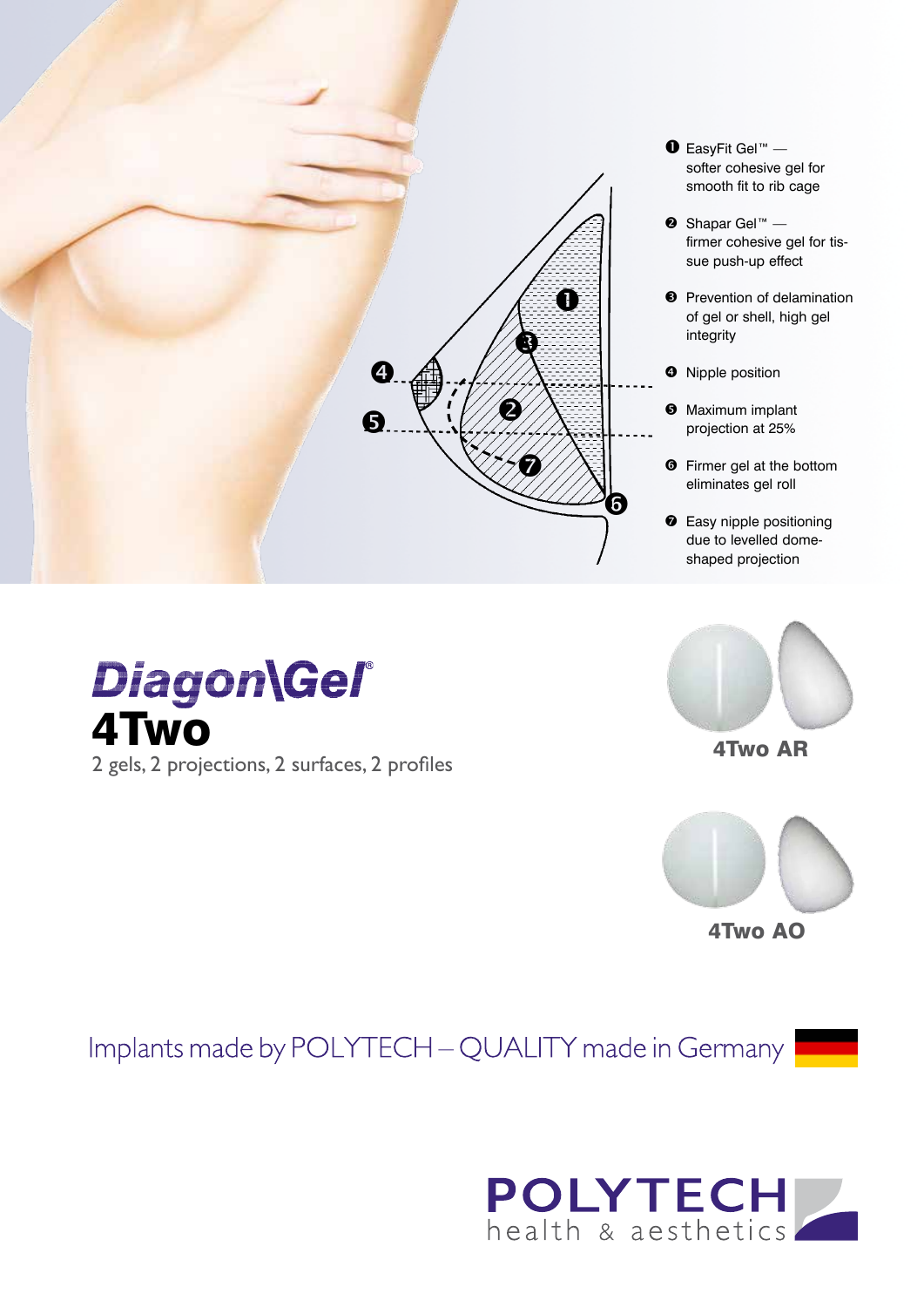1. EasyFit Gel™ — softer cohesive gel for smooth fit to rib cage
2. Shapar Gel™ — firmer cohesive gel for tissue push-up effect
3. Prevention of delamination of gel or shell, high gel integrity
4. Nipple position
5. Maximum implant projection at 25%
6. Firmer gel at the bottom eliminates gel roll
7. Easy nipple positioning due to levelled dome-shaped projection

# Diagon\Gel®

# 4Two

2 gels, 2 projections, 2 surfaces, 2 profiles

**4Two AR**

**4Two AO**

Implants made by POLYTECH – QUALITY made in Germany

POLYTECH
health & aesthetics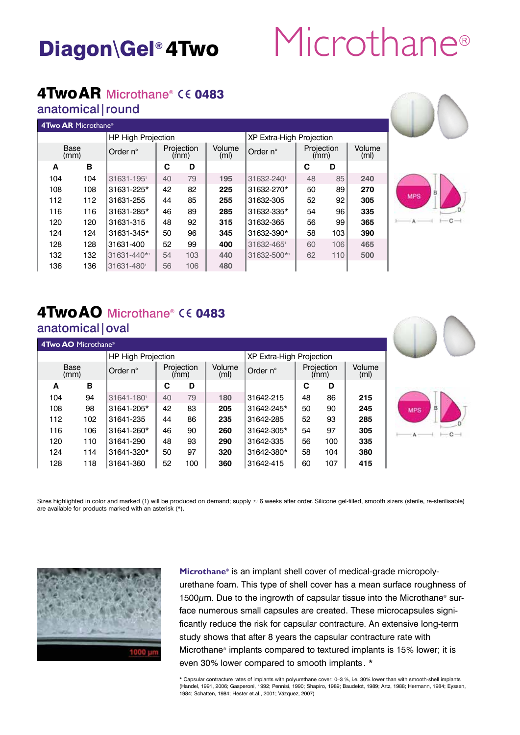# Diagon\Gel® 4Two

# Microthane®

## 4TwoAR Microthane® CE 0483

anatomical | round

**4Two AR** Microthane®

| Base (mm) | | HP High Projection | | | | XP Extra-High Projection | | | |
|---|---|---|---|---|---|---|---|---|---|
| | | Order n° | Projection (mm) | | Volume (ml) | Order n° | Projection (mm) | | Volume (ml) |
| A | B | | C | D | | | C | D | |
| 104 | 104 | 31631-195[1] | 40 | 79 | **195** | 31632-240[1] | 48 | 85 | **240** |
| 108 | 108 | 31631-225* | 42 | 82 | **225** | 31632-270* | 50 | 89 | **270** |
| 112 | 112 | 31631-255 | 44 | 85 | **255** | 31632-305 | 52 | 92 | **305** |
| 116 | 116 | 31631-285* | 46 | 89 | **285** | 31632-335* | 54 | 96 | **335** |
| 120 | 120 | 31631-315 | 48 | 92 | **315** | 31632-365 | 56 | 99 | **365** |
| 124 | 124 | 31631-345* | 50 | 96 | **345** | 31632-390* | 58 | 103 | **390** |
| 128 | 128 | 31631-400 | 52 | 99 | **400** | 31632-465[1] | 60 | 106 | **465** |
| 132 | 132 | 31631-440*[1] | 54 | 103 | **440** | 31632-500*[1] | 62 | 110 | **500** |
| 136 | 136 | 31631-480[1] | 56 | 106 | **480** | | | | |

## 4TwoAO Microthane® CE 0483

anatomical | oval

**4Two AO** Microthane®

| Base (mm) | | HP High Projection | | | | XP Extra-High Projection | | | |
|---|---|---|---|---|---|---|---|---|---|
| | | Order n° | Projection (mm) | | Volume (ml) | Order n° | Projection (mm) | | Volume (ml) |
| A | B | | C | D | | | C | D | |
| 104 | 94 | 31641-180[1] | 40 | 79 | **180** | 31642-215 | 48 | 86 | **215** |
| 108 | 98 | 31641-205* | 42 | 83 | **205** | 31642-245* | 50 | 90 | **245** |
| 112 | 102 | 31641-235 | 44 | 86 | **235** | 31642-285 | 52 | 93 | **285** |
| 116 | 106 | 31641-260* | 46 | 90 | **260** | 31642-305* | 54 | 97 | **305** |
| 120 | 110 | 31641-290 | 48 | 93 | **290** | 31642-335 | 56 | 100 | **335** |
| 124 | 114 | 31641-320* | 50 | 97 | **320** | 31642-380* | 58 | 104 | **380** |
| 128 | 118 | 31641-360 | 52 | 100 | **360** | 31642-415 | 60 | 107 | **415** |

Sizes highlighted in color and marked (1) will be produced on demand; supply ≈ 6 weeks after order. Silicone gel-filled, smooth sizers (sterile, re-sterilisable) are available for products marked with an asterisk (*).

**Microthane®** is an implant shell cover of medical-grade micropolyurethane foam. This type of shell cover has a mean surface roughness of 1500µm. Due to the ingrowth of capsular tissue into the Microthane® surface numerous small capsules are created. These microcapsules significantly reduce the risk for capsular contracture. An extensive long-term study shows that after 8 years the capsular contracture rate with Microthane® implants compared to textured implants is 15% lower; it is even 30% lower compared to smooth implants. *

\* Capsular contracture rates of implants with polyurethane cover: 0–3 %, i.e. 30% lower than with smooth-shell implants (Handel, 1991, 2006; Gasperoni, 1992; Pennisi, 1990; Shapiro, 1989; Baudelot, 1989; Artz, 1988; Hermann, 1984; Eyssen, 1984; Schatten, 1984; Hester et.al., 2001; Vázquez, 2007)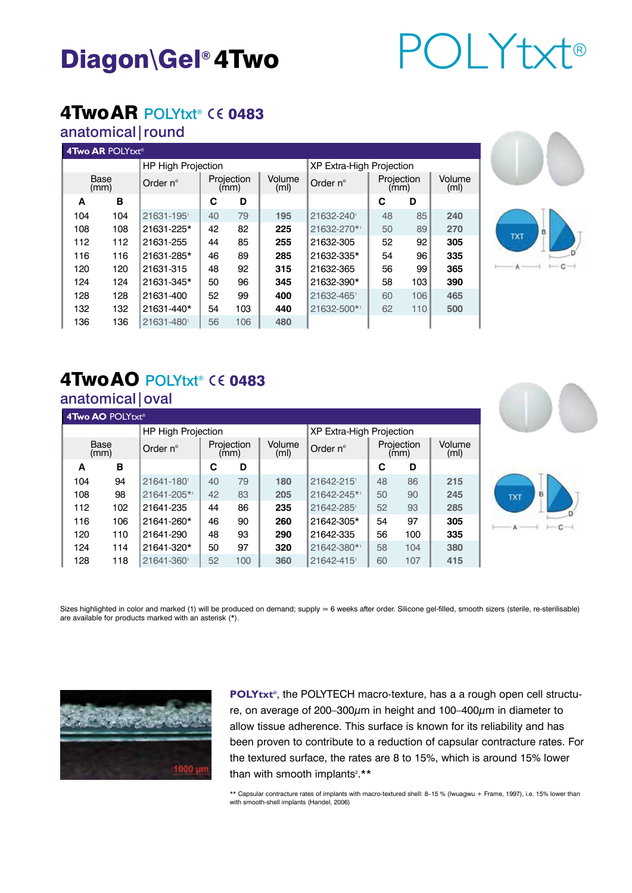# Diagon\Gel® 4Two

POLYtxt®

## 4Two AR POLYtxt® CE 0483

### anatomical | round

| 4Two AR POLYtxt® | | | | | | | | | | |
|---|---|---|---|---|---|---|---|---|---|---|
| | | HP High Projection | | | | XP Extra-High Projection | | | | |
| Base (mm) | | Order n° | Projection (mm) | | Volume (ml) | Order n° | Projection (mm) | | Volume (ml) | |
| A | B | | C | D | | | C | D | | |
| 104 | 104 | 21631-195¹ | 40 | 79 | 195 | 21632-240¹ | 48 | 85 | 240 | |
| 108 | 108 | 21631-225* | 42 | 82 | 225 | 21632-270*¹ | 50 | 89 | 270 | |
| 112 | 112 | 21631-255 | 44 | 85 | 255 | 21632-305 | 52 | 92 | 305 | |
| 116 | 116 | 21631-285* | 46 | 89 | 285 | 21632-335* | 54 | 96 | 335 | |
| 120 | 120 | 21631-315 | 48 | 92 | 315 | 21632-365 | 56 | 99 | 365 | |
| 124 | 124 | 21631-345* | 50 | 96 | 345 | 21632-390* | 58 | 103 | 390 | |
| 128 | 128 | 21631-400 | 52 | 99 | 400 | 21632-465¹ | 60 | 106 | 465 | |
| 132 | 132 | 21631-440* | 54 | 103 | 440 | 21632-500*¹ | 62 | 110 | 500 | |
| 136 | 136 | 21631-480¹ | 56 | 106 | 480 | | | | | |

## 4Two AO POLYtxt® CE 0483

### anatomical | oval

| 4Two AO POLYtxt® | | | | | | | | | | |
|---|---|---|---|---|---|---|---|---|---|---|
| | | HP High Projection | | | | XP Extra-High Projection | | | | |
| Base (mm) | | Order n° | Projection (mm) | | Volume (ml) | Order n° | Projection (mm) | | Volume (ml) | |
| A | B | | C | D | | | C | D | | |
| 104 | 94 | 21641-180¹ | 40 | 79 | 180 | 21642-215¹ | 48 | 86 | 215 | |
| 108 | 98 | 21641-205*¹ | 42 | 83 | 205 | 21642-245*¹ | 50 | 90 | 245 | |
| 112 | 102 | 21641-235 | 44 | 86 | 235 | 21642-285¹ | 52 | 93 | 285 | |
| 116 | 106 | 21641-260* | 46 | 90 | 260 | 21642-305* | 54 | 97 | 305 | |
| 120 | 110 | 21641-290 | 48 | 93 | 290 | 21642-335 | 56 | 100 | 335 | |
| 124 | 114 | 21641-320* | 50 | 97 | 320 | 21642-380*¹ | 58 | 104 | 380 | |
| 128 | 118 | 21641-360¹ | 52 | 100 | 360 | 21642-415¹ | 60 | 107 | 415 | |

Sizes highlighted in color and marked (1) will be produced on demand; supply ≈ 6 weeks after order. Silicone gel-filled, smooth sizers (sterile, re-sterilisable) are available for products marked with an asterisk (*).

1000 µm

**POLYtxt®**, the POLYTECH macro-texture, has a a rough open cell structure, on average of 200–300µm in height and 100–400µm in diameter to allow tissue adherence. This surface is known for its reliability and has been proven to contribute to a reduction of capsular contracture rates. For the textured surface, the rates are 8 to 15%, which is around 15% lower than with smooth implants[2].**

** Capsular contracture rates of implants with macro-textured shell: 8–15 % (Iwuagwu + Frame, 1997), i.e. 15% lower than with smooth-shell implants (Handel, 2006)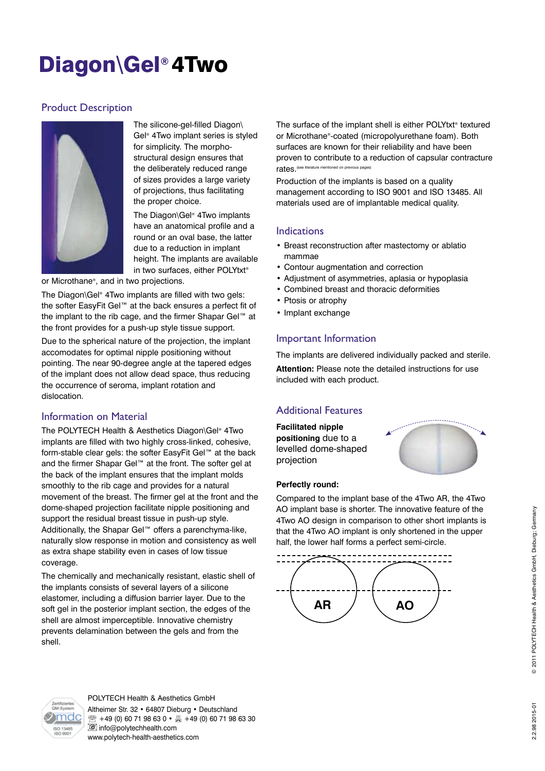# Diagon\Gel® 4Two

## Product Description

The silicone-gel-filled Diagon\Gel® 4Two implant series is styled for simplicity. The morpho-structural design ensures that the deliberately reduced range of sizes provides a large variety of projections, thus facilitating the proper choice.

The Diagon\Gel® 4Two implants have an anatomical profile and a round or an oval base, the latter due to a reduction in implant height. The implants are available in two surfaces, either POLYtxt® or Microthane®, and in two projections.

The Diagon\Gel® 4Two implants are filled with two gels: the softer EasyFit Gel™ at the back ensures a perfect fit of the implant to the rib cage, and the firmer Shapar Gel™ at the front provides for a push-up style tissue support.

Due to the spherical nature of the projection, the implant accomodates for optimal nipple positioning without pointing. The near 90-degree angle at the tapered edges of the implant does not allow dead space, thus reducing the occurrence of seroma, implant rotation and dislocation.

## Information on Material

The POLYTECH Health & Aesthetics Diagon\Gel® 4Two implants are filled with two highly cross-linked, cohesive, form-stable clear gels: the softer EasyFit Gel™ at the back and the firmer Shapar Gel™ at the front. The softer gel at the back of the implant ensures that the implant molds smoothly to the rib cage and provides for a natural movement of the breast. The firmer gel at the front and the dome-shaped projection facilitate nipple positioning and support the residual breast tissue in push-up style. Additionally, the Shapar Gel™ offers a parenchyma-like, naturally slow response in motion and consistency as well as extra shape stability even in cases of low tissue coverage.

The chemically and mechanically resistant, elastic shell of the implants consists of several layers of a silicone elastomer, including a diffusion barrier layer. Due to the soft gel in the posterior implant section, the edges of the shell are almost imperceptible. Innovative chemistry prevents delamination between the gels and from the shell.

The surface of the implant shell is either POLYtxt® textured or Microthane®-coated (micropolyurethane foam). Both surfaces are known for their reliability and have been proven to contribute to a reduction of capsular contracture rates.(see literature mentioned on previous pages)

Production of the implants is based on a quality management according to ISO 9001 and ISO 13485. All materials used are of implantable medical quality.

## Indications

- Breast reconstruction after mastectomy or ablatio mammae
- Contour augmentation and correction
- Adjustment of asymmetries, aplasia or hypoplasia
- Combined breast and thoracic deformities
- Ptosis or atrophy
- Implant exchange

## Important Information

The implants are delivered individually packed and sterile.

**Attention:** Please note the detailed instructions for use included with each product.

## Additional Features

**Facilitated nipple positioning** due to a levelled dome-shaped projection

**Perfectly round:**

Compared to the implant base of the 4Two AR, the 4Two AO implant base is shorter. The innovative feature of the 4Two AO design in comparison to other short implants is that the 4Two AO implant is only shortened in the upper half, the lower half forms a perfect semi-circle.

AR

AO

POLYTECH Health & Aesthetics GmbH
Altheimer Str. 32 • 64807 Dieburg • Deutschland
☎ +49 (0) 60 71 98 63 0 • 🖷 +49 (0) 60 71 98 63 30
info@polytechhealth.com
www.polytech-health-aesthetics.com

© 2011 POLYTECH Health & Aesthetics GmbH, Dieburg; Germany

2.2.98 2015-01